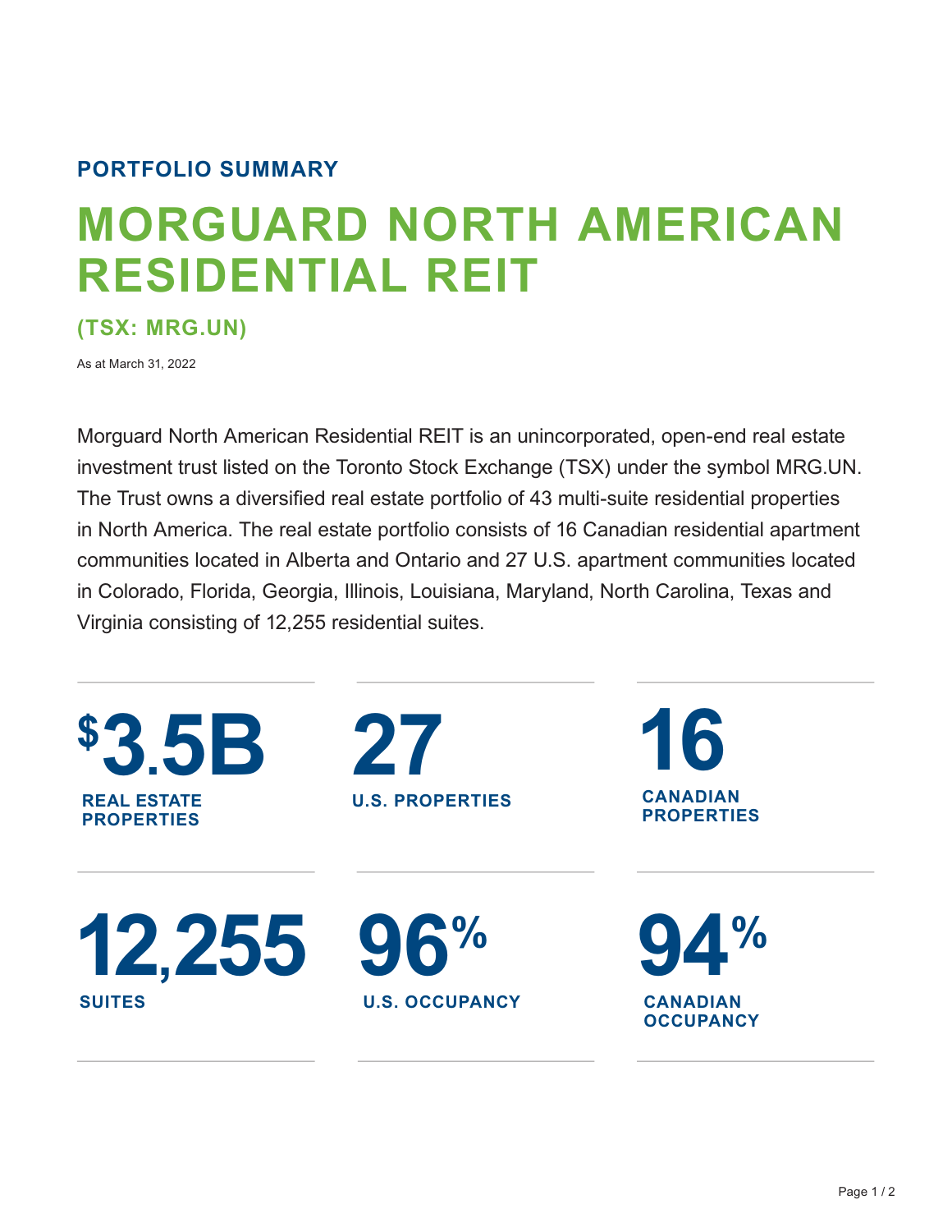**PORTFOLIO SUMMARY**

# MORGUARD NORTH AMERICAN RESIDENTIAL REIT

## (TSX: MRG.UN)

As at March 31, 2022

Morguard North American Residential REIT is an unincorporated, open-end real estate investment trust listed on the Toronto Stock Exchange (TSX) under the symbol MRG.UN. The Trust owns a diversified real estate portfolio of 43 multi-suite residential properties in North America. The real estate portfolio consists of 16 Canadian residential apartment communities located in Alberta and Ontario and 27 U.S. apartment communities located in Colorado, Florida, Georgia, Illinois, Louisiana, Maryland, North Carolina, Texas and Virginia consisting of 12,255 residential suites.

**$3.5B**
REAL ESTATE PROPERTIES

**27**
U.S. PROPERTIES

**16**
CANADIAN PROPERTIES

**12,255**
SUITES

**96%**
U.S. OCCUPANCY

**94%**
CANADIAN OCCUPANCY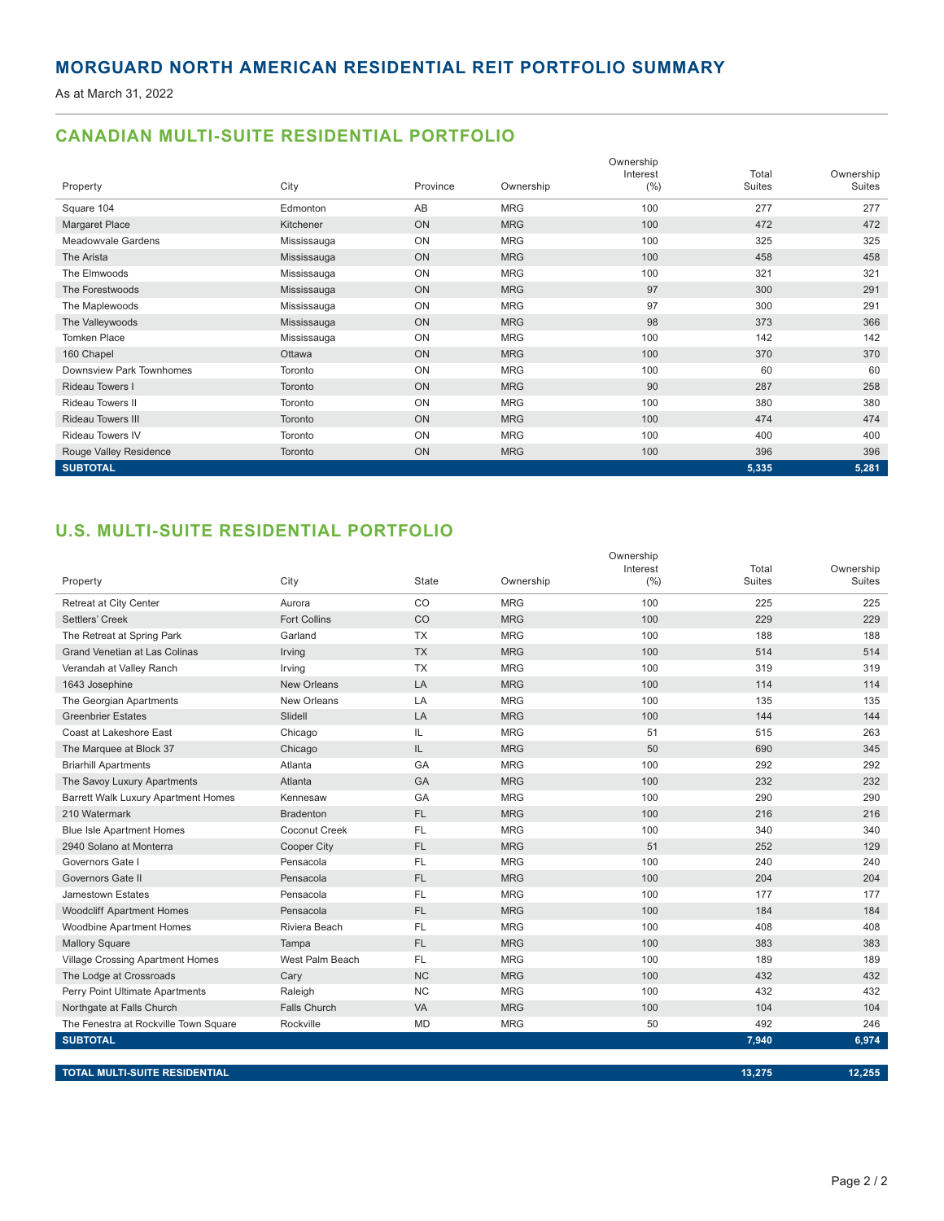# MORGUARD NORTH AMERICAN RESIDENTIAL REIT PORTFOLIO SUMMARY

As at March 31, 2022

## CANADIAN MULTI-SUITE RESIDENTIAL PORTFOLIO

| Property | City | Province | Ownership | Ownership Interest (%) | Total Suites | Ownership Suites |
|---|---|---|---|---|---|---|
| Square 104 | Edmonton | AB | MRG | 100 | 277 | 277 |
| Margaret Place | Kitchener | ON | MRG | 100 | 472 | 472 |
| Meadowvale Gardens | Mississauga | ON | MRG | 100 | 325 | 325 |
| The Arista | Mississauga | ON | MRG | 100 | 458 | 458 |
| The Elmwoods | Mississauga | ON | MRG | 100 | 321 | 321 |
| The Forestwoods | Mississauga | ON | MRG | 97 | 300 | 291 |
| The Maplewoods | Mississauga | ON | MRG | 97 | 300 | 291 |
| The Valleywoods | Mississauga | ON | MRG | 98 | 373 | 366 |
| Tomken Place | Mississauga | ON | MRG | 100 | 142 | 142 |
| 160 Chapel | Ottawa | ON | MRG | 100 | 370 | 370 |
| Downsview Park Townhomes | Toronto | ON | MRG | 100 | 60 | 60 |
| Rideau Towers I | Toronto | ON | MRG | 90 | 287 | 258 |
| Rideau Towers II | Toronto | ON | MRG | 100 | 380 | 380 |
| Rideau Towers III | Toronto | ON | MRG | 100 | 474 | 474 |
| Rideau Towers IV | Toronto | ON | MRG | 100 | 400 | 400 |
| Rouge Valley Residence | Toronto | ON | MRG | 100 | 396 | 396 |
| **SUBTOTAL** | | | | | **5,335** | **5,281** |

## U.S. MULTI-SUITE RESIDENTIAL PORTFOLIO

| Property | City | State | Ownership | Ownership Interest (%) | Total Suites | Ownership Suites |
|---|---|---|---|---|---|---|
| Retreat at City Center | Aurora | CO | MRG | 100 | 225 | 225 |
| Settlers' Creek | Fort Collins | CO | MRG | 100 | 229 | 229 |
| The Retreat at Spring Park | Garland | TX | MRG | 100 | 188 | 188 |
| Grand Venetian at Las Colinas | Irving | TX | MRG | 100 | 514 | 514 |
| Verandah at Valley Ranch | Irving | TX | MRG | 100 | 319 | 319 |
| 1643 Josephine | New Orleans | LA | MRG | 100 | 114 | 114 |
| The Georgian Apartments | New Orleans | LA | MRG | 100 | 135 | 135 |
| Greenbrier Estates | Slidell | LA | MRG | 100 | 144 | 144 |
| Coast at Lakeshore East | Chicago | IL | MRG | 51 | 515 | 263 |
| The Marquee at Block 37 | Chicago | IL | MRG | 50 | 690 | 345 |
| Briarhill Apartments | Atlanta | GA | MRG | 100 | 292 | 292 |
| The Savoy Luxury Apartments | Atlanta | GA | MRG | 100 | 232 | 232 |
| Barrett Walk Luxury Apartment Homes | Kennesaw | GA | MRG | 100 | 290 | 290 |
| 210 Watermark | Bradenton | FL | MRG | 100 | 216 | 216 |
| Blue Isle Apartment Homes | Coconut Creek | FL | MRG | 100 | 340 | 340 |
| 2940 Solano at Monterra | Cooper City | FL | MRG | 51 | 252 | 129 |
| Governors Gate I | Pensacola | FL | MRG | 100 | 240 | 240 |
| Governors Gate II | Pensacola | FL | MRG | 100 | 204 | 204 |
| Jamestown Estates | Pensacola | FL | MRG | 100 | 177 | 177 |
| Woodcliff Apartment Homes | Pensacola | FL | MRG | 100 | 184 | 184 |
| Woodbine Apartment Homes | Riviera Beach | FL | MRG | 100 | 408 | 408 |
| Mallory Square | Tampa | FL | MRG | 100 | 383 | 383 |
| Village Crossing Apartment Homes | West Palm Beach | FL | MRG | 100 | 189 | 189 |
| The Lodge at Crossroads | Cary | NC | MRG | 100 | 432 | 432 |
| Perry Point Ultimate Apartments | Raleigh | NC | MRG | 100 | 432 | 432 |
| Northgate at Falls Church | Falls Church | VA | MRG | 100 | 104 | 104 |
| The Fenestra at Rockville Town Square | Rockville | MD | MRG | 50 | 492 | 246 |
| **SUBTOTAL** | | | | | **7,940** | **6,974** |
| **TOTAL MULTI-SUITE RESIDENTIAL** | | | | | **13,275** | **12,255** |